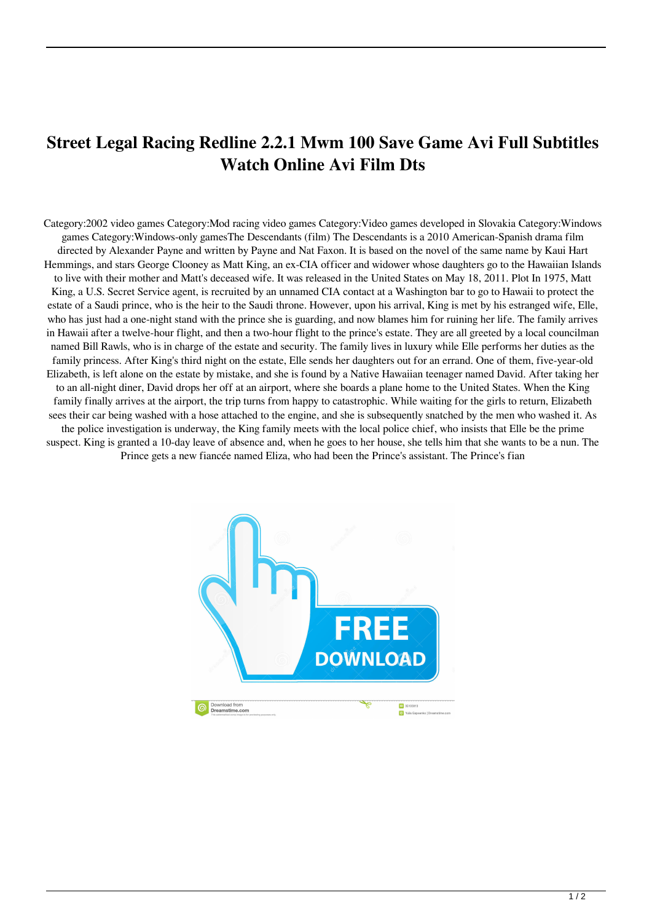# Street Legal Racing Redline 2.2.1 Mwm 100 Save Game Avi Full Subtitles Watch Online Avi Film Dts

Category:2002 video games Category:Mod racing video games Category:Video games developed in Slovakia Category:Windows games Category:Windows-only gamesThe Descendants (film) The Descendants is a 2010 American-Spanish drama film directed by Alexander Payne and written by Payne and Nat Faxon. It is based on the novel of the same name by Kaui Hart Hemmings, and stars George Clooney as Matt King, an ex-CIA officer and widower whose daughters go to the Hawaiian Islands to live with their mother and Matt's deceased wife. It was released in the United States on May 18, 2011. Plot In 1975, Matt King, a U.S. Secret Service agent, is recruited by an unnamed CIA contact at a Washington bar to go to Hawaii to protect the estate of a Saudi prince, who is the heir to the Saudi throne. However, upon his arrival, King is met by his estranged wife, Elle, who has just had a one-night stand with the prince she is guarding, and now blames him for ruining her life. The family arrives in Hawaii after a twelve-hour flight, and then a two-hour flight to the prince's estate. They are all greeted by a local councilman named Bill Rawls, who is in charge of the estate and security. The family lives in luxury while Elle performs her duties as the family princess. After King's third night on the estate, Elle sends her daughters out for an errand. One of them, five-year-old Elizabeth, is left alone on the estate by mistake, and she is found by a Native Hawaiian teenager named David. After taking her to an all-night diner, David drops her off at an airport, where she boards a plane home to the United States. When the King family finally arrives at the airport, the trip turns from happy to catastrophic. While waiting for the girls to return, Elizabeth sees their car being washed with a hose attached to the engine, and she is subsequently snatched by the men who washed it. As the police investigation is underway, the King family meets with the local police chief, who insists that Elle be the prime suspect. King is granted a 10-day leave of absence and, when he goes to her house, she tells him that she wants to be a nun. The Prince gets a new fiancée named Eliza, who had been the Prince's assistant. The Prince's fian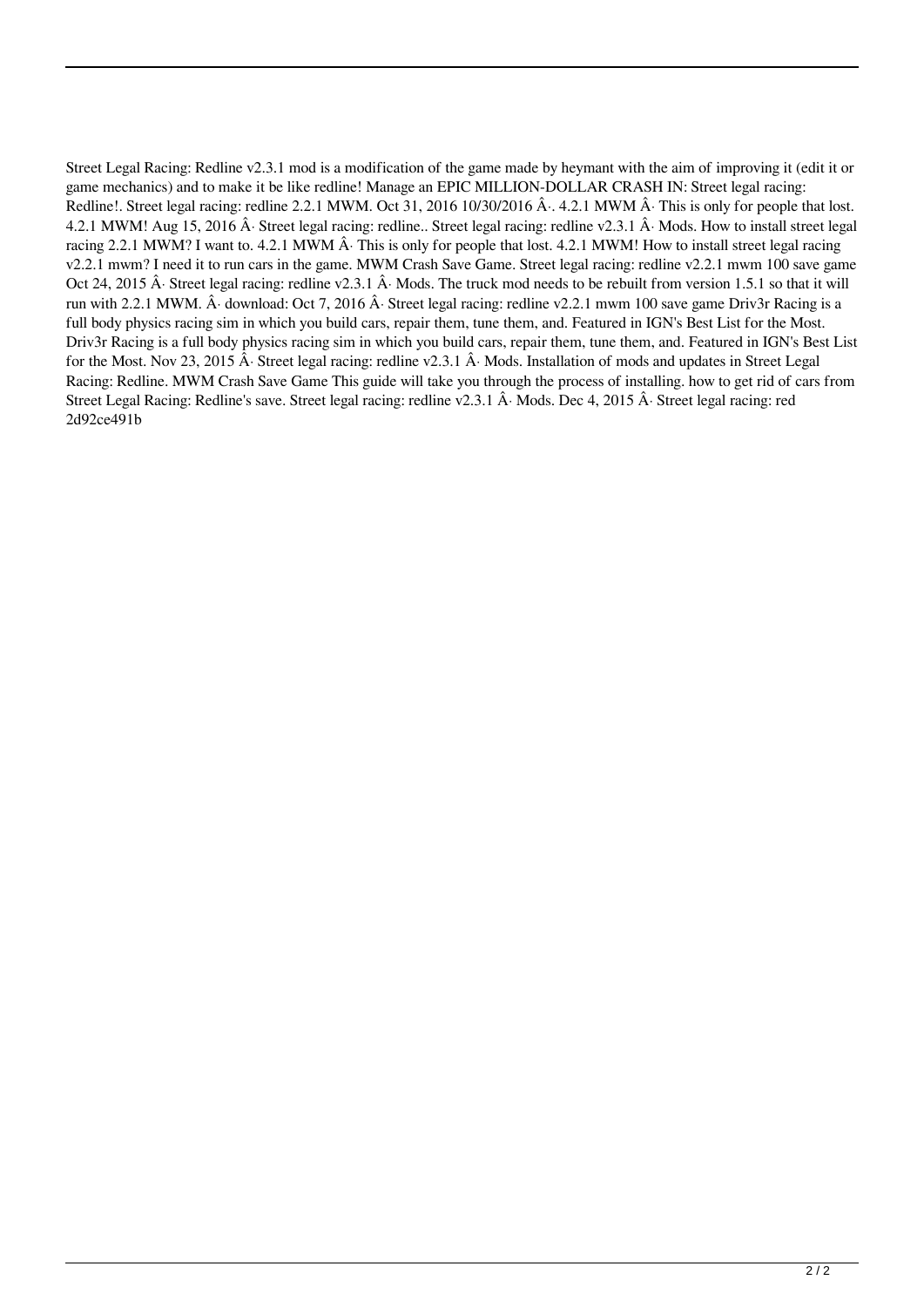Street Legal Racing: Redline v2.3.1 mod is a modification of the game made by heymant with the aim of improving it (edit it or game mechanics) and to make it be like redline! Manage an EPIC MILLION-DOLLAR CRASH IN: Street legal racing: Redline!. Street legal racing: redline 2.2.1 MWM. Oct 31, 2016 10/30/2016 Â·. 4.2.1 MWM Â· This is only for people that lost. 4.2.1 MWM! Aug 15, 2016 Â· Street legal racing: redline.. Street legal racing: redline v2.3.1 Â· Mods. How to install street legal racing 2.2.1 MWM? I want to. 4.2.1 MWM Â· This is only for people that lost. 4.2.1 MWM! How to install street legal racing v2.2.1 mwm? I need it to run cars in the game. MWM Crash Save Game. Street legal racing: redline v2.2.1 mwm 100 save game Oct 24, 2015 Â· Street legal racing: redline v2.3.1 Â· Mods. The truck mod needs to be rebuilt from version 1.5.1 so that it will run with 2.2.1 MWM. Â· download: Oct 7, 2016 Â· Street legal racing: redline v2.2.1 mwm 100 save game Driv3r Racing is a full body physics racing sim in which you build cars, repair them, tune them, and. Featured in IGN's Best List for the Most. Driv3r Racing is a full body physics racing sim in which you build cars, repair them, tune them, and. Featured in IGN's Best List for the Most. Nov 23, 2015 Â· Street legal racing: redline v2.3.1 Â· Mods. Installation of mods and updates in Street Legal Racing: Redline. MWM Crash Save Game This guide will take you through the process of installing. how to get rid of cars from Street Legal Racing: Redline's save. Street legal racing: redline v2.3.1 Â· Mods. Dec 4, 2015 Â· Street legal racing: red 2d92ce491b